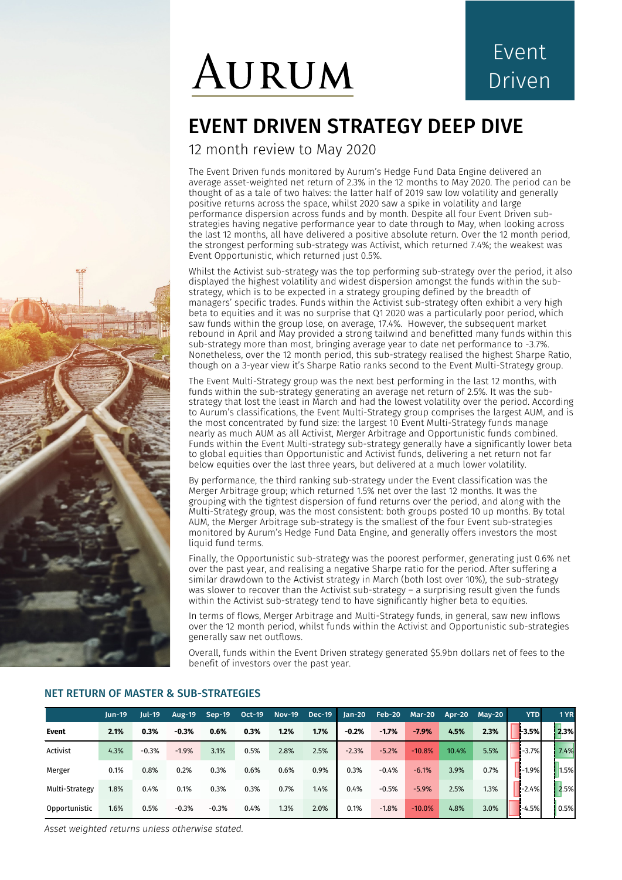AURUM

Event Driven

# EVENT DRIVEN STRATEGY DEEP DIVE

## 12 month review to May 2020

The Event Driven funds monitored by Aurum's Hedge Fund Data Engine delivered an average asset-weighted net return of 2.3% in the 12 months to May 2020. The period can be thought of as a tale of two halves: the latter half of 2019 saw low volatility and generally positive returns across the space, whilst 2020 saw a spike in volatility and large performance dispersion across funds and by month. Despite all four Event Driven sub-strategies having negative performance year to date through to May, when looking across the last 12 months, all have delivered a positive absolute return. Over the 12 month period, the strongest performing sub-strategy was Activist, which returned 7.4%; the weakest was Event Opportunistic, which returned just 0.5%.

Whilst the Activist sub-strategy was the top performing sub-strategy over the period, it also displayed the highest volatility and widest dispersion amongst the funds within the sub-strategy, which is to be expected in a strategy grouping defined by the breadth of managers' specific trades. Funds within the Activist sub-strategy often exhibit a very high beta to equities and it was no surprise that Q1 2020 was a particularly poor period, which saw funds within the group lose, on average, 17.4%. However, the subsequent market rebound in April and May provided a strong tailwind and benefitted many funds within this sub-strategy more than most, bringing average year to date net performance to -3.7%. Nonetheless, over the 12 month period, this sub-strategy realised the highest Sharpe Ratio, though on a 3-year view it's Sharpe Ratio ranks second to the Event Multi-Strategy group.

The Event Multi-Strategy group was the next best performing in the last 12 months, with funds within the sub-strategy generating an average net return of 2.5%. It was the sub-strategy that lost the least in March and had the lowest volatility over the period. According to Aurum's classifications, the Event Multi-Strategy group comprises the largest AUM, and is the most concentrated by fund size: the largest 10 Event Multi-Strategy funds manage nearly as much AUM as all Activist, Merger Arbitrage and Opportunistic funds combined. Funds within the Event Multi-strategy sub-strategy generally have a significantly lower beta to global equities than Opportunistic and Activist funds, delivering a net return not far below equities over the last three years, but delivered at a much lower volatility.

By performance, the third ranking sub-strategy under the Event classification was the Merger Arbitrage group; which returned 1.5% net over the last 12 months. It was the grouping with the tightest dispersion of fund returns over the period, and along with the Multi-Strategy group, was the most consistent: both groups posted 10 up months. By total AUM, the Merger Arbitrage sub-strategy is the smallest of the four Event sub-strategies monitored by Aurum's Hedge Fund Data Engine, and generally offers investors the most liquid fund terms.

Finally, the Opportunistic sub-strategy was the poorest performer, generating just 0.6% net over the past year, and realising a negative Sharpe ratio for the period. After suffering a similar drawdown to the Activist strategy in March (both lost over 10%), the sub-strategy was slower to recover than the Activist sub-strategy – a surprising result given the funds within the Activist sub-strategy tend to have significantly higher beta to equities.

In terms of flows, Merger Arbitrage and Multi-Strategy funds, in general, saw new inflows over the 12 month period, whilst funds within the Activist and Opportunistic sub-strategies generally saw net outflows.

Overall, funds within the Event Driven strategy generated $5.9bn dollars net of fees to the benefit of investors over the past year.

### NET RETURN OF MASTER & SUB-STRATEGIES

| | Jun-19 | Jul-19 | Aug-19 | Sep-19 | Oct-19 | Nov-19 | Dec-19 | Jan-20 | Feb-20 | Mar-20 | Apr-20 | May-20 | YTD | 1 YR |
|---|---|---|---|---|---|---|---|---|---|---|---|---|---|---|
| **Event** | **2.1%** | **0.3%** | **-0.3%** | **0.6%** | **0.3%** | **1.2%** | **1.7%** | **-0.2%** | **-1.7%** | **-7.9%** | **4.5%** | **2.3%** | **-3.5%** | **2.3%** |
| Activist | 4.3% | -0.3% | -1.9% | 3.1% | 0.5% | 2.8% | 2.5% | -2.3% | -5.2% | -10.8% | 10.4% | 5.5% | -3.7% | 7.4% |
| Merger | 0.1% | 0.8% | 0.2% | 0.3% | 0.6% | 0.6% | 0.9% | 0.3% | -0.4% | -6.1% | 3.9% | 0.7% | -1.9% | 1.5% |
| Multi-Strategy | 1.8% | 0.4% | 0.1% | 0.3% | 0.3% | 0.7% | 1.4% | 0.4% | -0.5% | -5.9% | 2.5% | 1.3% | -2.4% | 2.5% |
| Opportunistic | 1.6% | 0.5% | -0.3% | -0.3% | 0.4% | 1.3% | 2.0% | 0.1% | -1.8% | -10.0% | 4.8% | 3.0% | -4.5% | 0.5% |

*Asset weighted returns unless otherwise stated.*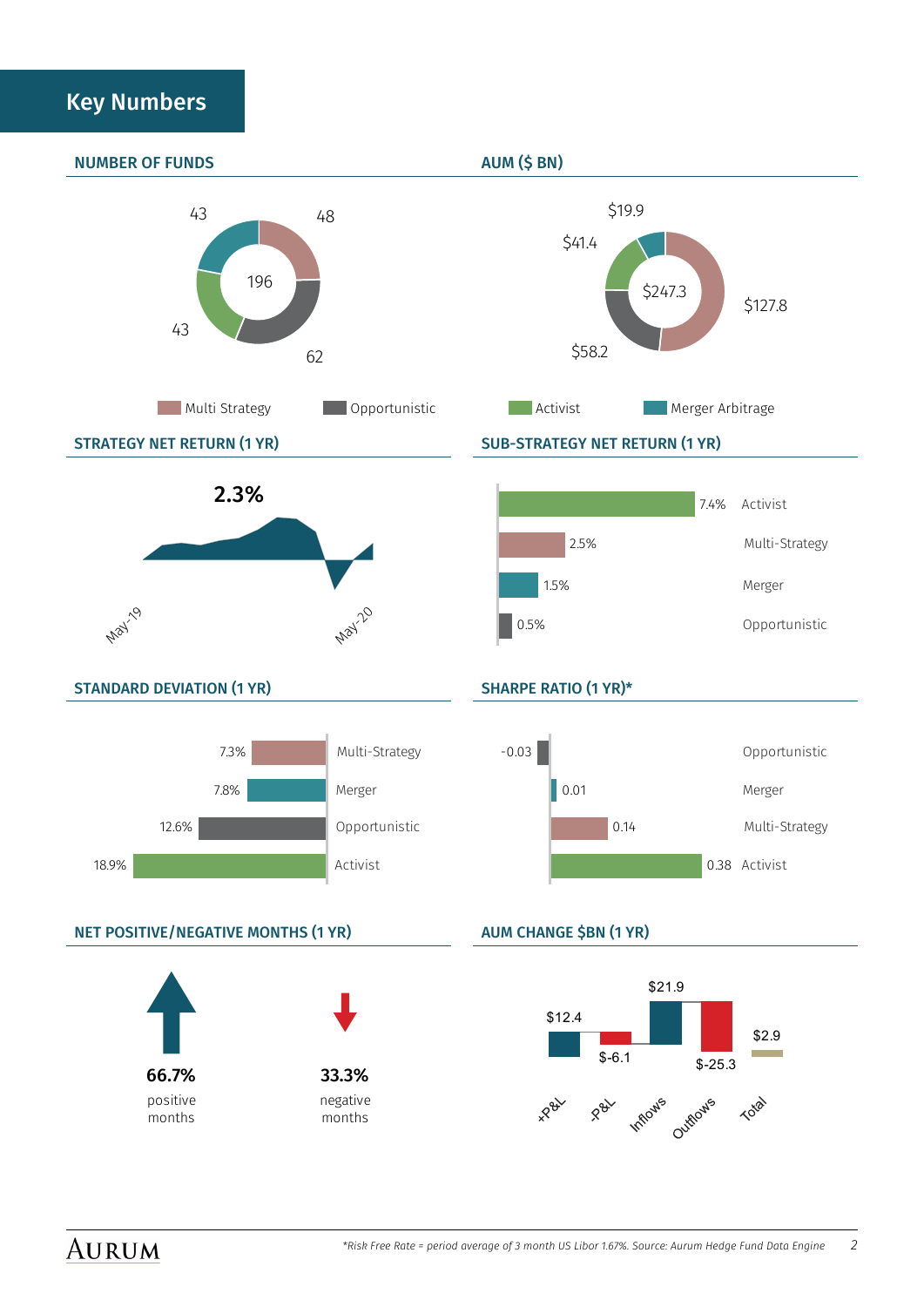## Key Numbers

### NUMBER OF FUNDS

| Strategy | Number of Funds |
|---|---|
| Multi Strategy | 48 |
| Opportunistic | 62 |
| Activist | 43 |
| Merger Arbitrage | 43 |
| Total | 196 |

### AUM ($ BN)

| Strategy | AUM ($ BN) |
|---|---|
| Multi Strategy | $127.8 |
| Opportunistic | $58.2 |
| Activist | $41.4 |
| Merger Arbitrage | $19.9 |
| Total | $247.3 |

### STRATEGY NET RETURN (1 YR)

2.3%

May-19 · May-20

### SUB-STRATEGY NET RETURN (1 YR)

| Sub-Strategy | Net Return |
|---|---|
| Activist | 7.4% |
| Multi-Strategy | 2.5% |
| Merger | 1.5% |
| Opportunistic | 0.5% |

### STANDARD DEVIATION (1 YR)

| Sub-Strategy | Standard Deviation |
|---|---|
| Multi-Strategy | 7.3% |
| Merger | 7.8% |
| Opportunistic | 12.6% |
| Activist | 18.9% |

### SHARPE RATIO (1 YR)*

| Sub-Strategy | Sharpe Ratio |
|---|---|
| Opportunistic | -0.03 |
| Merger | 0.01 |
| Multi-Strategy | 0.14 |
| Activist | 0.38 |

### NET POSITIVE/NEGATIVE MONTHS (1 YR)

**66.7%** positive months

**33.3%** negative months

### AUM CHANGE $BN (1 YR)

| +P&L | -P&L | Inflows | Outflows | Total |
|---|---|---|---|---|
| $12.4 | $-6.1 | $21.9 | $-25.3 | $2.9 |

*\*Risk Free Rate = period average of 3 month US Libor 1.67%. Source: Aurum Hedge Fund Data Engine*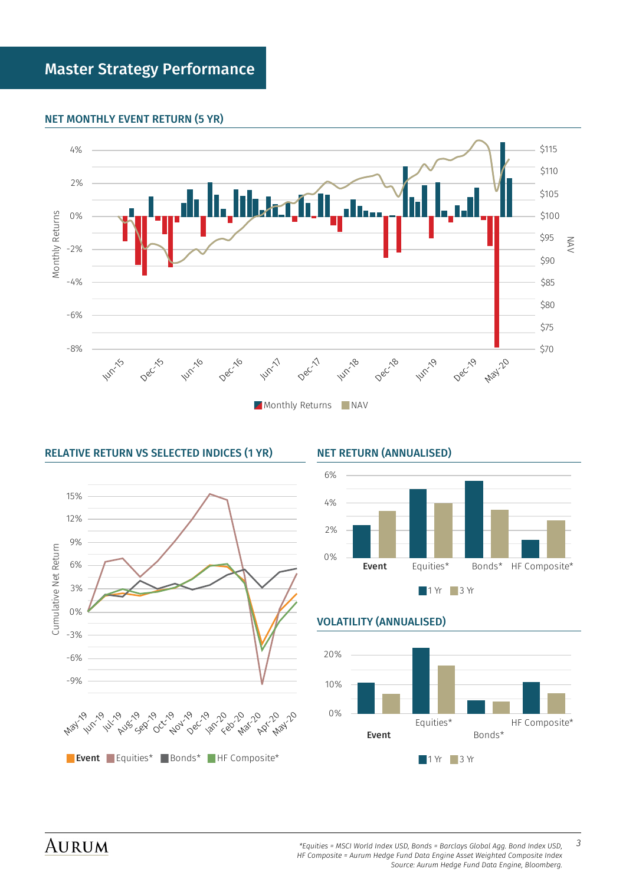# Master Strategy Performance

## NET MONTHLY EVENT RETURN (5 YR)

Monthly Returns | NAV

## RELATIVE RETURN VS SELECTED INDICES (1 YR)

Event | Equities* | Bonds* | HF Composite*

## NET RETURN (ANNUALISED)

1 Yr | 3 Yr

## VOLATILITY (ANNUALISED)

1 Yr | 3 Yr

*Equities = MSCI World Index USD, Bonds = Barclays Global Agg. Bond Index USD, HF Composite = Aurum Hedge Fund Data Engine Asset Weighted Composite Index
Source: Aurum Hedge Fund Data Engine, Bloomberg.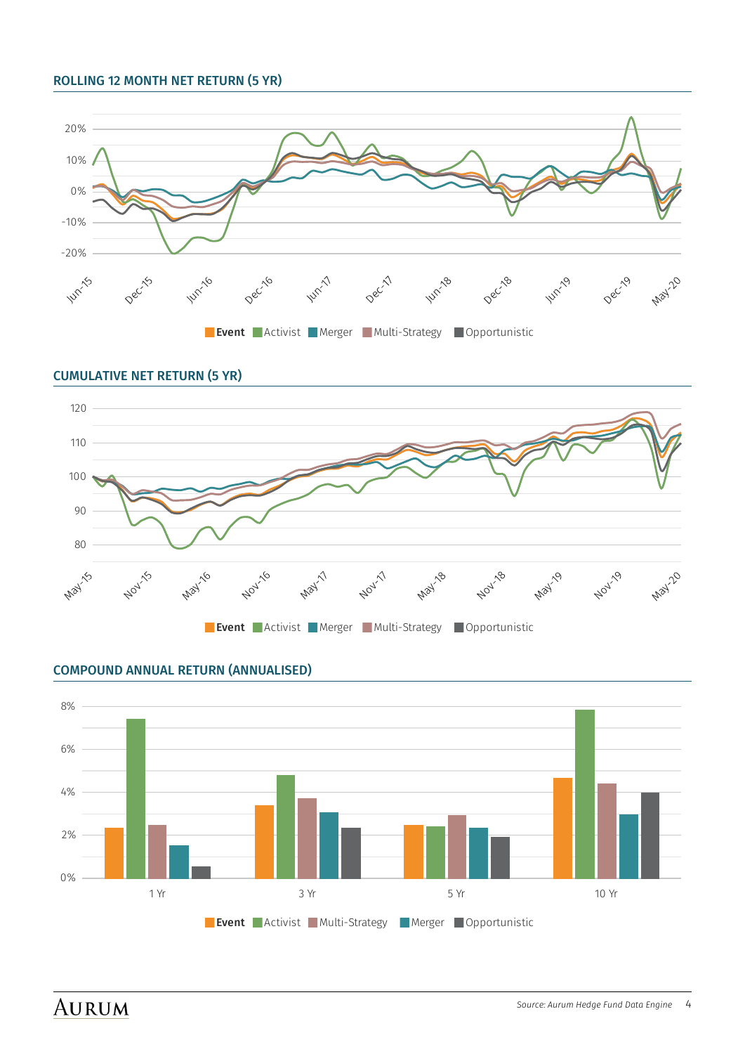## ROLLING 12 MONTH NET RETURN (5 YR)

## CUMULATIVE NET RETURN (5 YR)

## COMPOUND ANNUAL RETURN (ANNUALISED)

*Source: Aurum Hedge Fund Data Engine*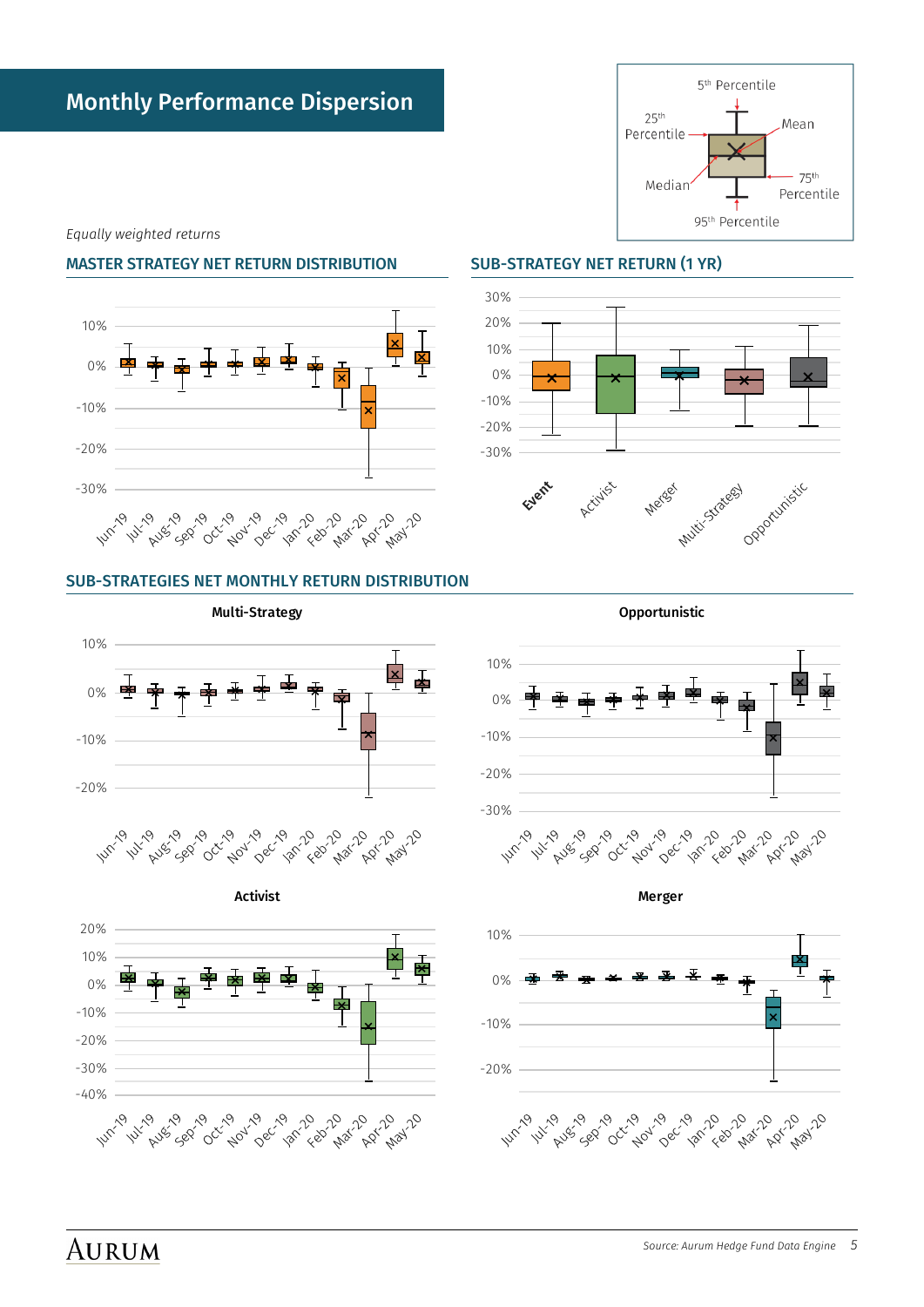# Monthly Performance Dispersion

*Equally weighted returns*

## MASTER STRATEGY NET RETURN DISTRIBUTION

## SUB-STRATEGY NET RETURN (1 YR)

## SUB-STRATEGIES NET MONTHLY RETURN DISTRIBUTION

Multi-Strategy

Opportunistic

Activist

Merger

*Source: Aurum Hedge Fund Data Engine*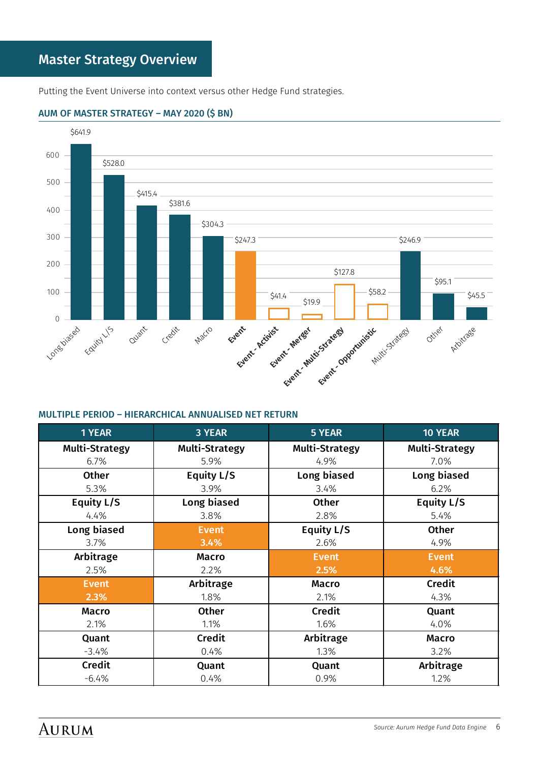## Master Strategy Overview

Putting the Event Universe into context versus other Hedge Fund strategies.

### AUM OF MASTER STRATEGY – MAY 2020 ($ BN)

| Strategy | AUM ($ BN) |
|---|---|
| Long biased | $641.9 |
| Equity L/S | $528.0 |
| Quant | $415.4 |
| Credit | $381.6 |
| Macro | $304.3 |
| Event | $247.3 |
| Event - Activist | $41.4 |
| Event - Merger | $19.9 |
| Event - Multi-Strategy | $127.8 |
| Event - Opportunistic | $58.2 |
| Multi-Strategy | $246.9 |
| Other | $95.1 |
| Arbitrage | $45.5 |

### MULTIPLE PERIOD – HIERARCHICAL ANNUALISED NET RETURN

| 1 YEAR | 3 YEAR | 5 YEAR | 10 YEAR |
|---|---|---|---|
| **Multi-Strategy** 6.7% | **Multi-Strategy** 5.9% | **Multi-Strategy** 4.9% | **Multi-Strategy** 7.0% |
| **Other** 5.3% | **Equity L/S** 3.9% | **Long biased** 3.4% | **Long biased** 6.2% |
| **Equity L/S** 4.4% | **Long biased** 3.8% | **Other** 2.8% | **Equity L/S** 5.4% |
| **Long biased** 3.7% | **Event** 3.4% | **Equity L/S** 2.6% | **Other** 4.9% |
| **Arbitrage** 2.5% | **Macro** 2.2% | **Event** 2.5% | **Event** 4.6% |
| **Event** 2.3% | **Arbitrage** 1.8% | **Macro** 2.1% | **Credit** 4.3% |
| **Macro** 2.1% | **Other** 1.1% | **Credit** 1.6% | **Quant** 4.0% |
| **Quant** -3.4% | **Credit** 0.4% | **Arbitrage** 1.3% | **Macro** 3.2% |
| **Credit** -6.4% | **Quant** 0.4% | **Quant** 0.9% | **Arbitrage** 1.2% |

*Source: Aurum Hedge Fund Data Engine*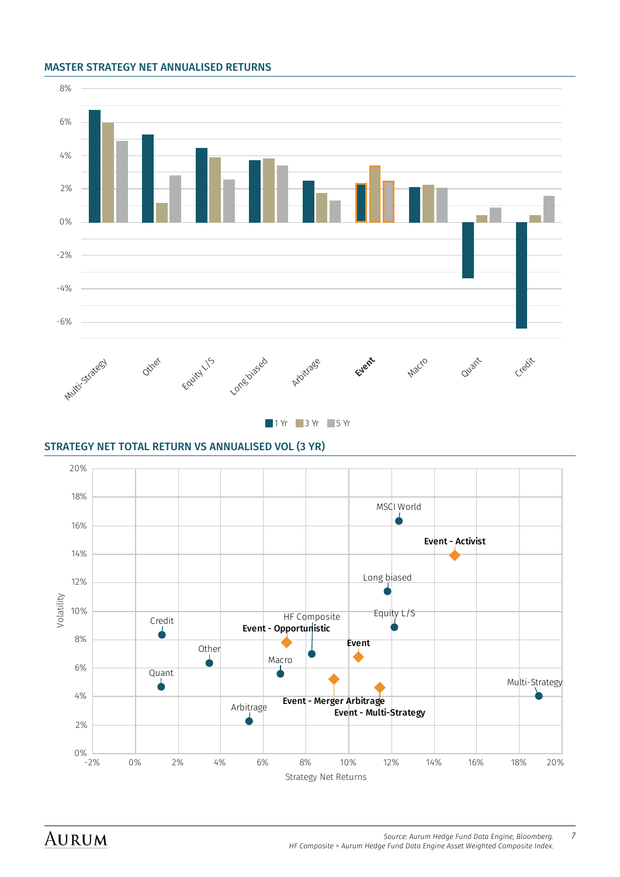## MASTER STRATEGY NET ANNUALISED RETURNS

## STRATEGY NET TOTAL RETURN VS ANNUALISED VOL (3 YR)

*Source: Aurum Hedge Fund Data Engine, Bloomberg.*
*HF Composite = Aurum Hedge Fund Data Engine Asset Weighted Composite Index.*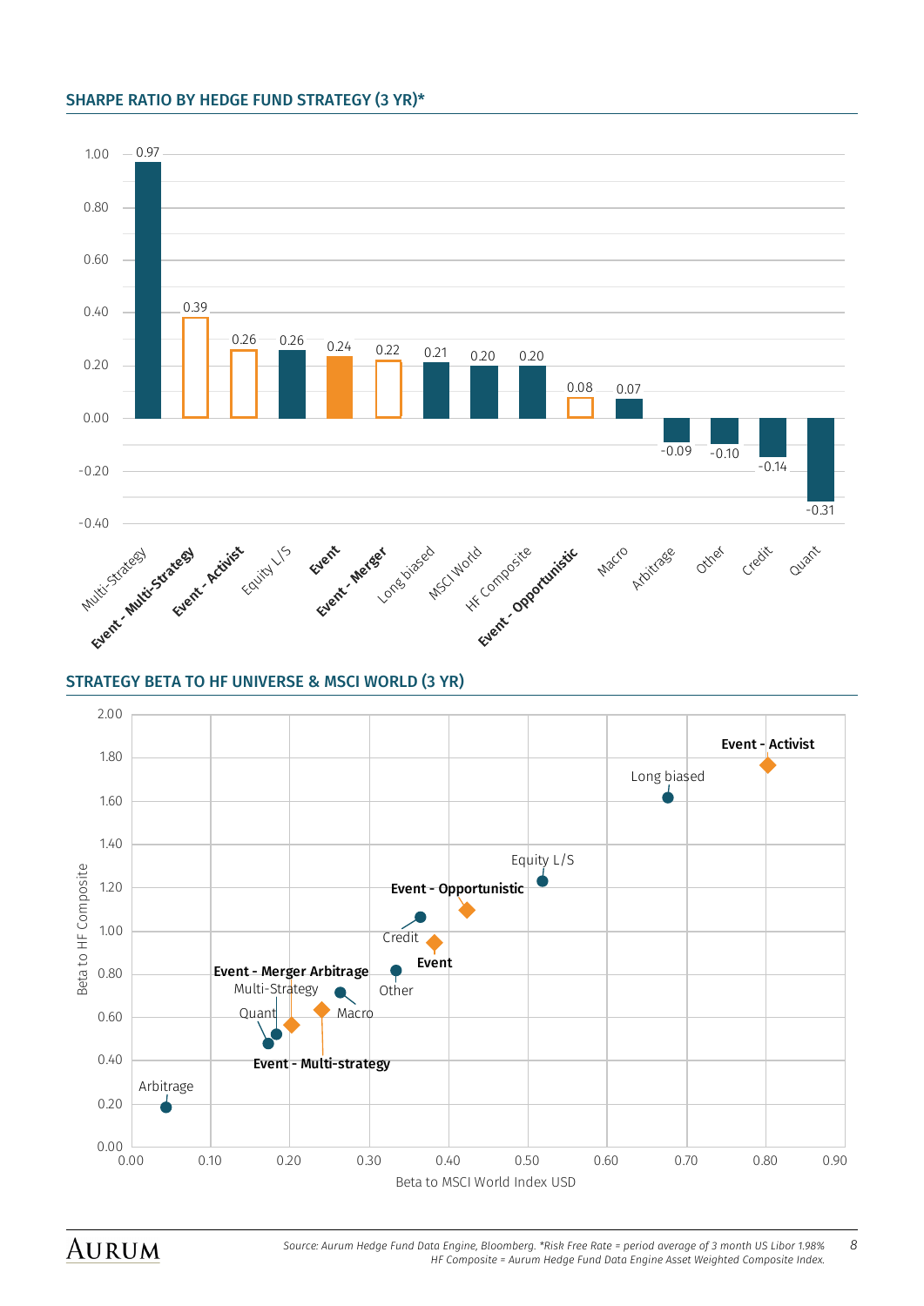## SHARPE RATIO BY HEDGE FUND STRATEGY (3 YR)*

| Strategy | Sharpe Ratio |
|---|---|
| Multi-Strategy | 0.97 |
| **Event - Multi-Strategy** | 0.39 |
| **Event - Activist** | 0.26 |
| Equity L/S | 0.26 |
| **Event** | 0.24 |
| **Event - Merger** | 0.22 |
| Long biased | 0.21 |
| MSCI World | 0.20 |
| HF Composite | 0.20 |
| **Event - Opportunistic** | 0.08 |
| Macro | 0.07 |
| Arbitrage | -0.09 |
| Other | -0.10 |
| Credit | -0.14 |
| Quant | -0.31 |

## STRATEGY BETA TO HF UNIVERSE & MSCI WORLD (3 YR)

| Strategy | Beta to MSCI World Index USD | Beta to HF Composite |
|---|---|---|
| **Event - Activist** | 0.80 | 1.76 |
| Long biased | 0.68 | 1.61 |
| Equity L/S | 0.52 | 1.23 |
| **Event - Opportunistic** | 0.42 | 1.10 |
| Credit | 0.37 | 1.06 |
| **Event** | 0.38 | 0.94 |
| Other | 0.34 | 0.82 |
| Macro | 0.27 | 0.71 |
| **Event - Multi-strategy** | 0.24 | 0.63 |
| **Event - Merger Arbitrage** | 0.20 | 0.56 |
| Multi-Strategy | 0.18 | 0.52 |
| Quant | 0.17 | 0.48 |
| Arbitrage | 0.04 | 0.18 |

*Source: Aurum Hedge Fund Data Engine, Bloomberg. *Risk Free Rate = period average of 3 month US Libor 1.98%*
*HF Composite = Aurum Hedge Fund Data Engine Asset Weighted Composite Index.*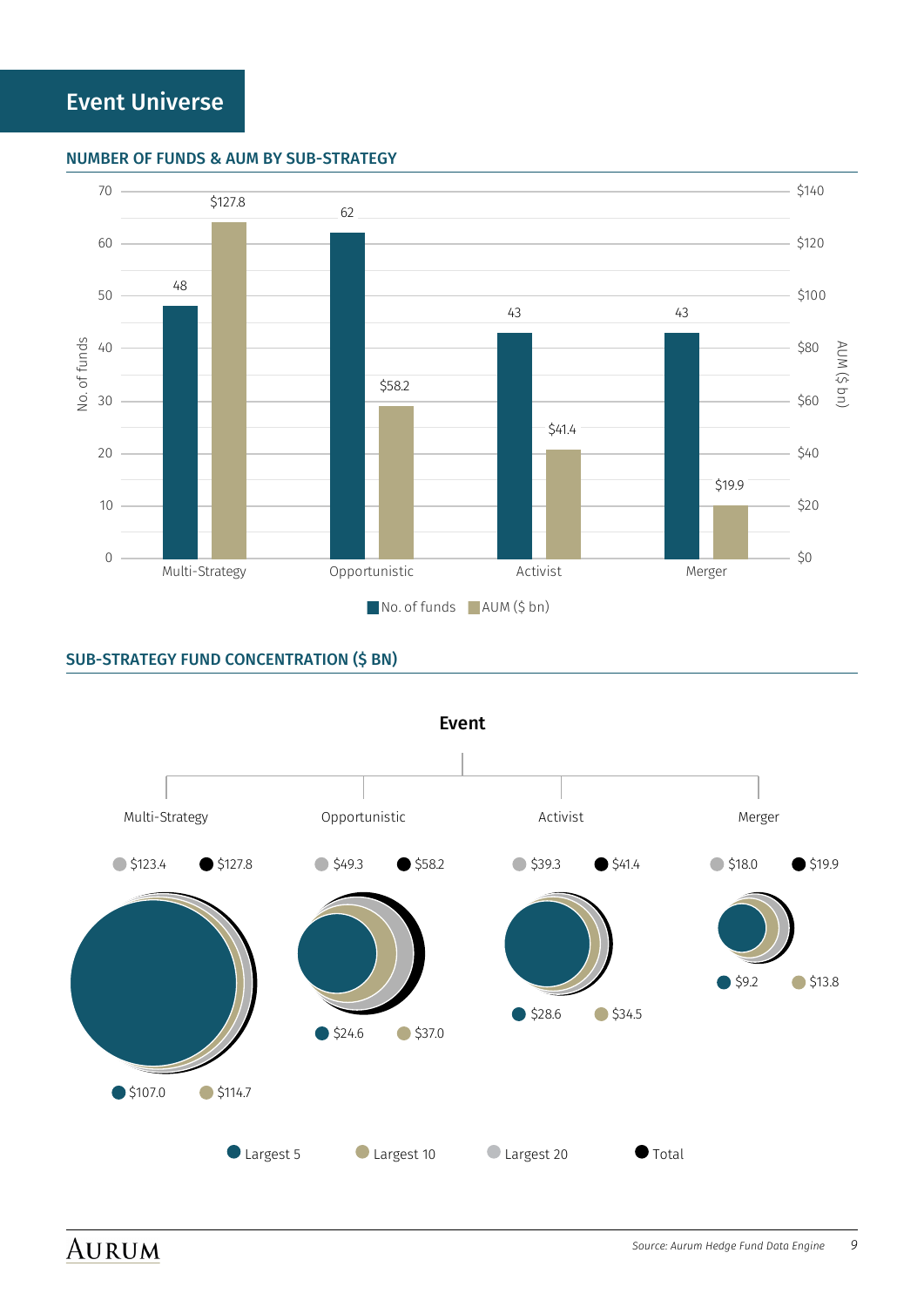# Event Universe

## NUMBER OF FUNDS & AUM BY SUB-STRATEGY

| Sub-strategy | No. of funds | AUM ($ bn) |
| --- | --- | --- |
| Multi-Strategy | 48 | $127.8 |
| Opportunistic | 62 | $58.2 |
| Activist | 43 | $41.4 |
| Merger | 43 | $19.9 |

## SUB-STRATEGY FUND CONCENTRATION ($ BN)

**Event**

| Sub-strategy | Largest 5 | Largest 10 | Largest 20 | Total |
| --- | --- | --- | --- | --- |
| Multi-Strategy | $107.0 | $114.7 | $123.4 | $127.8 |
| Opportunistic | $24.6 | $37.0 | $49.3 | $58.2 |
| Activist | $28.6 | $34.5 | $39.3 | $41.4 |
| Merger | $9.2 | $13.8 | $18.0 | $19.9 |

*Source: Aurum Hedge Fund Data Engine*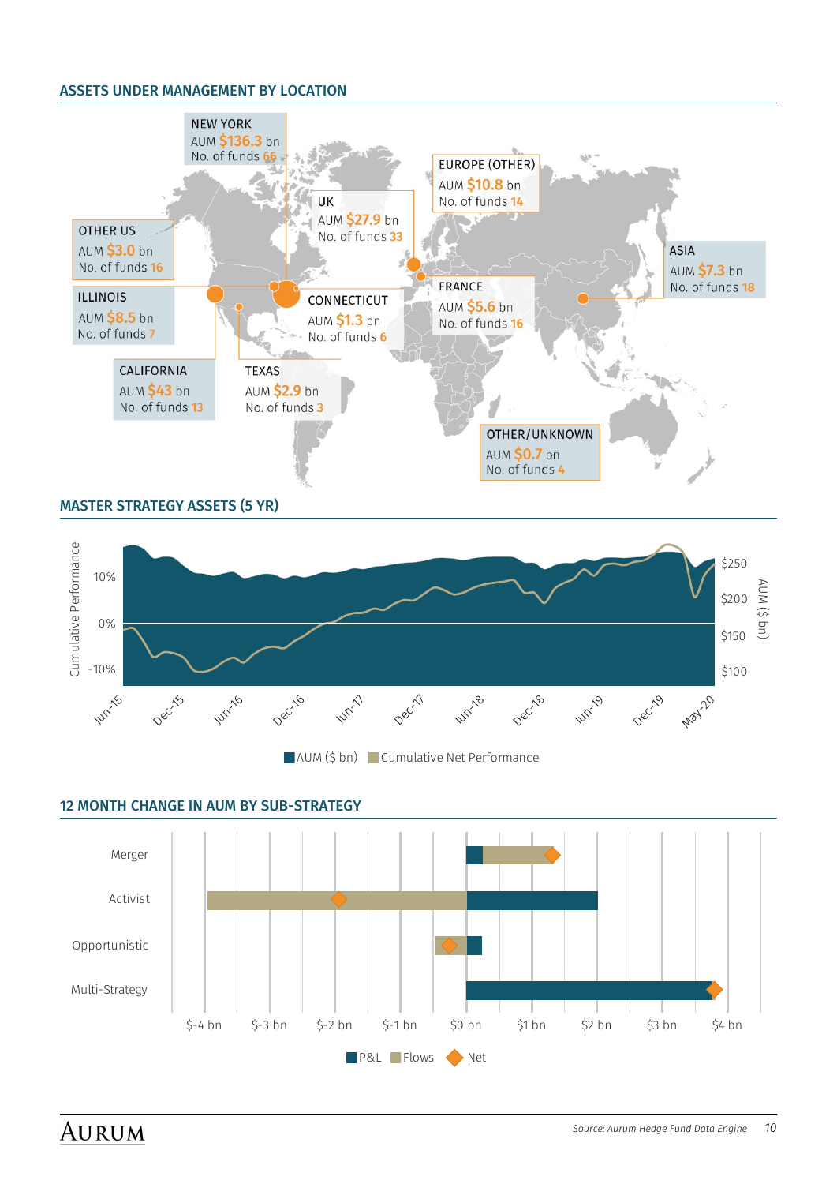## ASSETS UNDER MANAGEMENT BY LOCATION

| Location | AUM | No. of funds |
|---|---|---|
| NEW YORK | $136.3 bn | 66 |
| UK | $27.9 bn | 33 |
| EUROPE (OTHER) | $10.8 bn | 14 |
| OTHER US | $3.0 bn | 16 |
| ASIA | $7.3 bn | 18 |
| ILLINOIS | $8.5 bn | 7 |
| CONNECTICUT | $1.3 bn | 6 |
| FRANCE | $5.6 bn | 16 |
| CALIFORNIA | $43 bn | 13 |
| TEXAS | $2.9 bn | 3 |
| OTHER/UNKNOWN | $0.7 bn | 4 |

## MASTER STRATEGY ASSETS (5 YR)

Cumulative Performance: 10%, 0%, -10%

AUM ($ bn): $250, $200, $150, $100

Jun-15, Dec-15, Jun-16, Dec-16, Jun-17, Dec-17, Jun-18, Dec-18, Jun-19, Dec-19, May-20

AUM ($ bn) | Cumulative Net Performance

## 12 MONTH CHANGE IN AUM BY SUB-STRATEGY

Merger, Activist, Opportunistic, Multi-Strategy

$-4 bn, $-3 bn, $-2 bn, $-1 bn, $0 bn, $1 bn, $2 bn, $3 bn, $4 bn

P&L | Flows | Net

Source: Aurum Hedge Fund Data Engine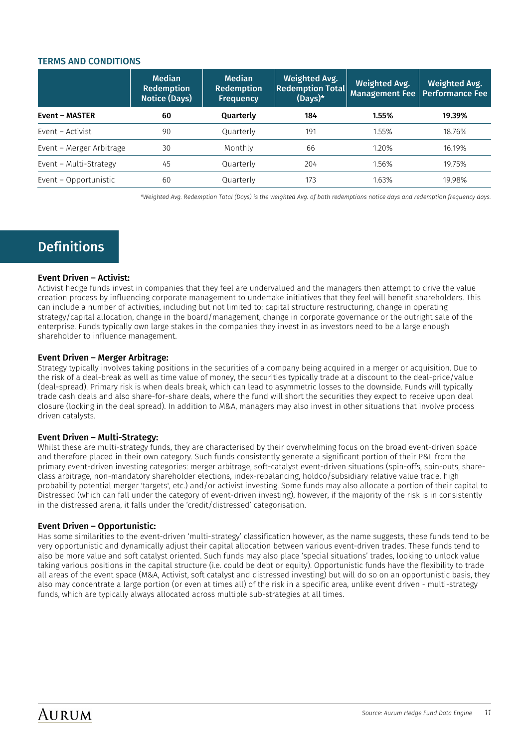### TERMS AND CONDITIONS

| | Median Redemption Notice (Days) | Median Redemption Frequency | Weighted Avg. Redemption Total (Days)* | Weighted Avg. Management Fee | Weighted Avg. Performance Fee |
|---|---|---|---|---|---|
| **Event – MASTER** | **60** | **Quarterly** | **184** | **1.55%** | **19.39%** |
| Event – Activist | 90 | Quarterly | 191 | 1.55% | 18.76% |
| Event – Merger Arbitrage | 30 | Monthly | 66 | 1.20% | 16.19% |
| Event – Multi-Strategy | 45 | Quarterly | 204 | 1.56% | 19.75% |
| Event – Opportunistic | 60 | Quarterly | 173 | 1.63% | 19.98% |

*\*Weighted Avg. Redemption Total (Days) is the weighted Avg. of both redemptions notice days and redemption frequency days.*

## Definitions

**Event Driven – Activist:**
Activist hedge funds invest in companies that they feel are undervalued and the managers then attempt to drive the value creation process by influencing corporate management to undertake initiatives that they feel will benefit shareholders. This can include a number of activities, including but not limited to: capital structure restructuring, change in operating strategy/capital allocation, change in the board/management, change in corporate governance or the outright sale of the enterprise. Funds typically own large stakes in the companies they invest in as investors need to be a large enough shareholder to influence management.

**Event Driven – Merger Arbitrage:**
Strategy typically involves taking positions in the securities of a company being acquired in a merger or acquisition. Due to the risk of a deal-break as well as time value of money, the securities typically trade at a discount to the deal-price/value (deal-spread). Primary risk is when deals break, which can lead to asymmetric losses to the downside. Funds will typically trade cash deals and also share-for-share deals, where the fund will short the securities they expect to receive upon deal closure (locking in the deal spread). In addition to M&A, managers may also invest in other situations that involve process driven catalysts.

**Event Driven – Multi-Strategy:**
Whilst these are multi-strategy funds, they are characterised by their overwhelming focus on the broad event-driven space and therefore placed in their own category. Such funds consistently generate a significant portion of their P&L from the primary event-driven investing categories: merger arbitrage, soft-catalyst event-driven situations (spin-offs, spin-outs, share-class arbitrage, non-mandatory shareholder elections, index-rebalancing, holdco/subsidiary relative value trade, high probability potential merger 'targets', etc.) and/or activist investing. Some funds may also allocate a portion of their capital to Distressed (which can fall under the category of event-driven investing), however, if the majority of the risk is in consistently in the distressed arena, it falls under the 'credit/distressed' categorisation.

**Event Driven – Opportunistic:**
Has some similarities to the event-driven 'multi-strategy' classification however, as the name suggests, these funds tend to be very opportunistic and dynamically adjust their capital allocation between various event-driven trades. These funds tend to also be more value and soft catalyst oriented. Such funds may also place 'special situations' trades, looking to unlock value taking various positions in the capital structure (i.e. could be debt or equity). Opportunistic funds have the flexibility to trade all areas of the event space (M&A, Activist, soft catalyst and distressed investing) but will do so on an opportunistic basis, they also may concentrate a large portion (or even at times all) of the risk in a specific area, unlike event driven - multi-strategy funds, which are typically always allocated across multiple sub-strategies at all times.

*Source: Aurum Hedge Fund Data Engine*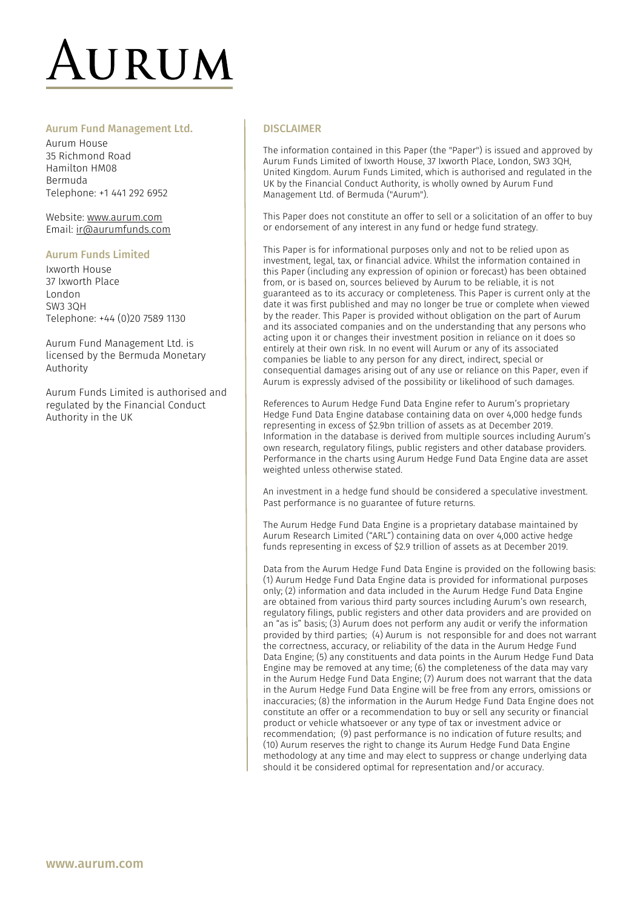# AURUM

## Aurum Fund Management Ltd.

Aurum House
35 Richmond Road
Hamilton HM08
Bermuda
Telephone: +1 441 292 6952

Website: www.aurum.com
Email: ir@aurumfunds.com

## Aurum Funds Limited

Ixworth House
37 Ixworth Place
London
SW3 3QH
Telephone: +44 (0)20 7589 1130

Aurum Fund Management Ltd. is licensed by the Bermuda Monetary Authority

Aurum Funds Limited is authorised and regulated by the Financial Conduct Authority in the UK

## DISCLAIMER

The information contained in this Paper (the "Paper") is issued and approved by Aurum Funds Limited of Ixworth House, 37 Ixworth Place, London, SW3 3QH, United Kingdom. Aurum Funds Limited, which is authorised and regulated in the UK by the Financial Conduct Authority, is wholly owned by Aurum Fund Management Ltd. of Bermuda ("Aurum").

This Paper does not constitute an offer to sell or a solicitation of an offer to buy or endorsement of any interest in any fund or hedge fund strategy.

This Paper is for informational purposes only and not to be relied upon as investment, legal, tax, or financial advice. Whilst the information contained in this Paper (including any expression of opinion or forecast) has been obtained from, or is based on, sources believed by Aurum to be reliable, it is not guaranteed as to its accuracy or completeness. This Paper is current only at the date it was first published and may no longer be true or complete when viewed by the reader. This Paper is provided without obligation on the part of Aurum and its associated companies and on the understanding that any persons who acting upon it or changes their investment position in reliance on it does so entirely at their own risk. In no event will Aurum or any of its associated companies be liable to any person for any direct, indirect, special or consequential damages arising out of any use or reliance on this Paper, even if Aurum is expressly advised of the possibility or likelihood of such damages.

References to Aurum Hedge Fund Data Engine refer to Aurum's proprietary Hedge Fund Data Engine database containing data on over 4,000 hedge funds representing in excess of $2.9bn trillion of assets as at December 2019. Information in the database is derived from multiple sources including Aurum's own research, regulatory filings, public registers and other database providers. Performance in the charts using Aurum Hedge Fund Data Engine data are asset weighted unless otherwise stated.

An investment in a hedge fund should be considered a speculative investment. Past performance is no guarantee of future returns.

The Aurum Hedge Fund Data Engine is a proprietary database maintained by Aurum Research Limited ("ARL") containing data on over 4,000 active hedge funds representing in excess of $2.9 trillion of assets as at December 2019.

Data from the Aurum Hedge Fund Data Engine is provided on the following basis: (1) Aurum Hedge Fund Data Engine data is provided for informational purposes only; (2) information and data included in the Aurum Hedge Fund Data Engine are obtained from various third party sources including Aurum's own research, regulatory filings, public registers and other data providers and are provided on an "as is" basis; (3) Aurum does not perform any audit or verify the information provided by third parties; (4) Aurum is not responsible for and does not warrant the correctness, accuracy, or reliability of the data in the Aurum Hedge Fund Data Engine; (5) any constituents and data points in the Aurum Hedge Fund Data Engine may be removed at any time; (6) the completeness of the data may vary in the Aurum Hedge Fund Data Engine; (7) Aurum does not warrant that the data in the Aurum Hedge Fund Data Engine will be free from any errors, omissions or inaccuracies; (8) the information in the Aurum Hedge Fund Data Engine does not constitute an offer or a recommendation to buy or sell any security or financial product or vehicle whatsoever or any type of tax or investment advice or recommendation; (9) past performance is no indication of future results; and (10) Aurum reserves the right to change its Aurum Hedge Fund Data Engine methodology at any time and may elect to suppress or change underlying data should it be considered optimal for representation and/or accuracy.

www.aurum.com